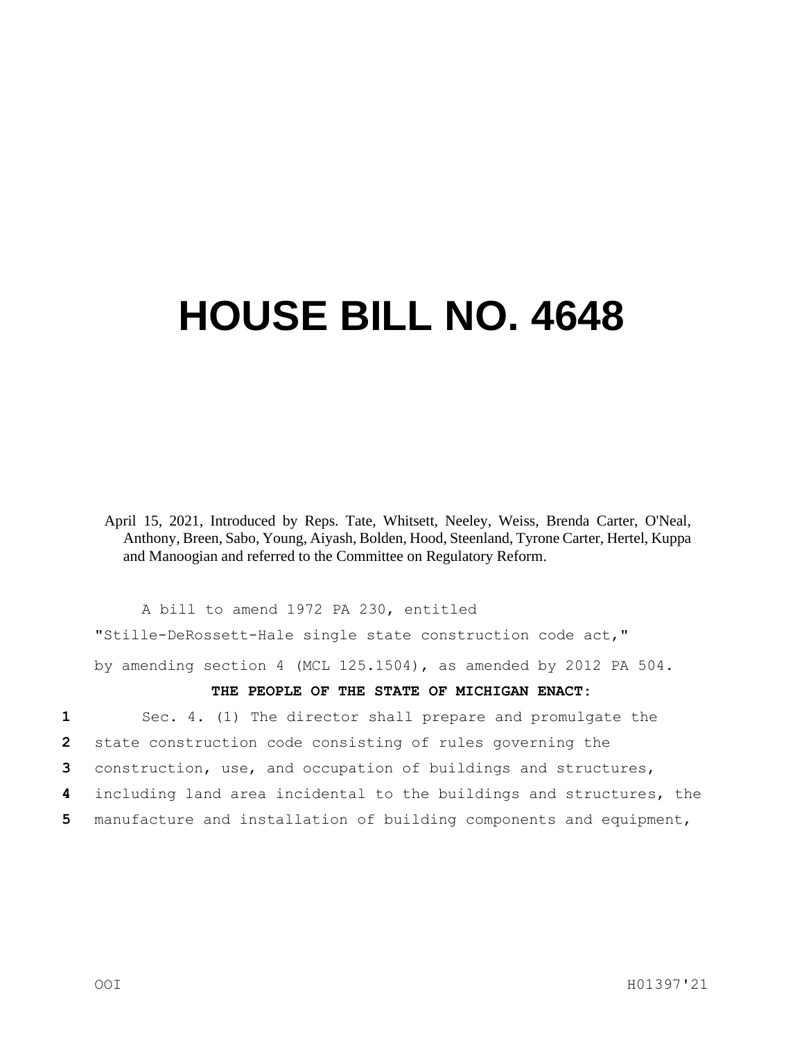# HOUSE BILL NO. 4648

April 15, 2021, Introduced by Reps. Tate, Whitsett, Neeley, Weiss, Brenda Carter, O'Neal, Anthony, Breen, Sabo, Young, Aiyash, Bolden, Hood, Steenland, Tyrone Carter, Hertel, Kuppa and Manoogian and referred to the Committee on Regulatory Reform.

A bill to amend 1972 PA 230, entitled

"Stille-DeRossett-Hale single state construction code act,"

by amending section 4 (MCL 125.1504), as amended by 2012 PA 504.

**THE PEOPLE OF THE STATE OF MICHIGAN ENACT:**

1 Sec. 4. (1) The director shall prepare and promulgate the
2 state construction code consisting of rules governing the
3 construction, use, and occupation of buildings and structures,
4 including land area incidental to the buildings and structures, the
5 manufacture and installation of building components and equipment,

OOI H01397'21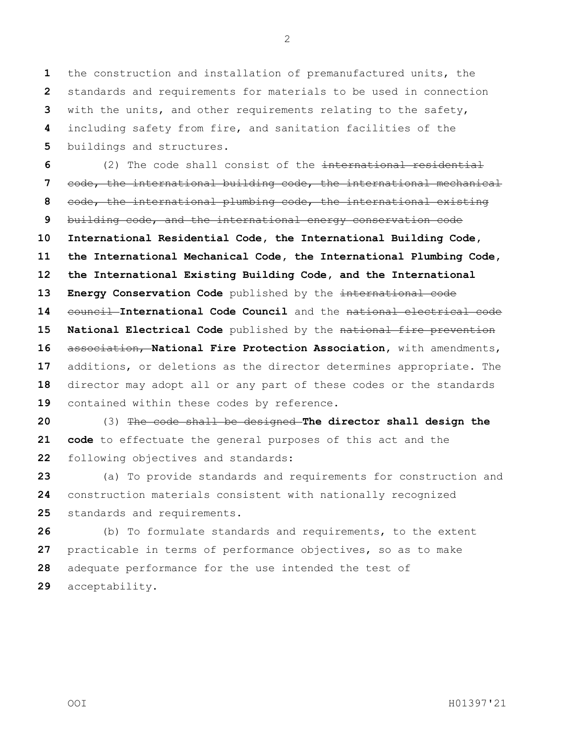the construction and installation of premanufactured units, the standards and requirements for materials to be used in connection with the units, and other requirements relating to the safety, including safety from fire, and sanitation facilities of the buildings and structures.

(2) The code shall consist of the ~~international residential code, the international building code, the international mechanical code, the international plumbing code, the international existing building code, and the international energy conservation code~~ **International Residential Code, the International Building Code, the International Mechanical Code, the International Plumbing Code, the International Existing Building Code, and the International Energy Conservation Code** published by the ~~international code council~~ **International Code Council** and the ~~national electrical code~~ **National Electrical Code** published by the ~~national fire prevention association,~~ **National Fire Protection Association**, with amendments, additions, or deletions as the director determines appropriate. The director may adopt all or any part of these codes or the standards contained within these codes by reference.

(3) ~~The code shall be designed~~ **The director shall design the code** to effectuate the general purposes of this act and the following objectives and standards:

(a) To provide standards and requirements for construction and construction materials consistent with nationally recognized standards and requirements.

(b) To formulate standards and requirements, to the extent practicable in terms of performance objectives, so as to make adequate performance for the use intended the test of acceptability.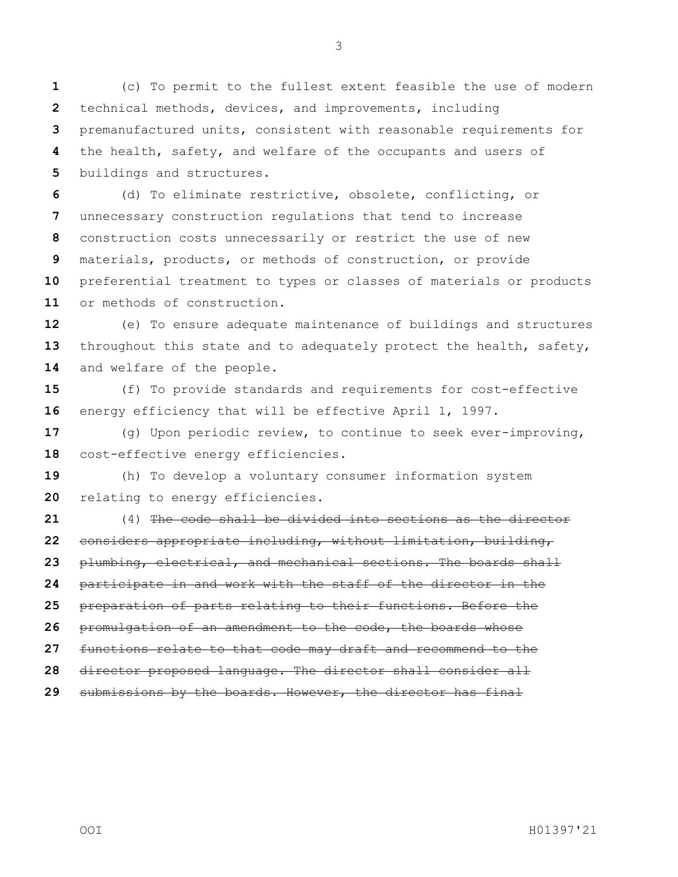(c) To permit to the fullest extent feasible the use of modern technical methods, devices, and improvements, including premanufactured units, consistent with reasonable requirements for the health, safety, and welfare of the occupants and users of buildings and structures.

(d) To eliminate restrictive, obsolete, conflicting, or unnecessary construction regulations that tend to increase construction costs unnecessarily or restrict the use of new materials, products, or methods of construction, or provide preferential treatment to types or classes of materials or products or methods of construction.

(e) To ensure adequate maintenance of buildings and structures throughout this state and to adequately protect the health, safety, and welfare of the people.

(f) To provide standards and requirements for cost-effective energy efficiency that will be effective April 1, 1997.

(g) Upon periodic review, to continue to seek ever-improving, cost-effective energy efficiencies.

(h) To develop a voluntary consumer information system relating to energy efficiencies.

(4) ~~The code shall be divided into sections as the director considers appropriate including, without limitation, building, plumbing, electrical, and mechanical sections. The boards shall participate in and work with the staff of the director in the preparation of parts relating to their functions. Before the promulgation of an amendment to the code, the boards whose functions relate to that code may draft and recommend to the director proposed language. The director shall consider all submissions by the boards. However, the director has final~~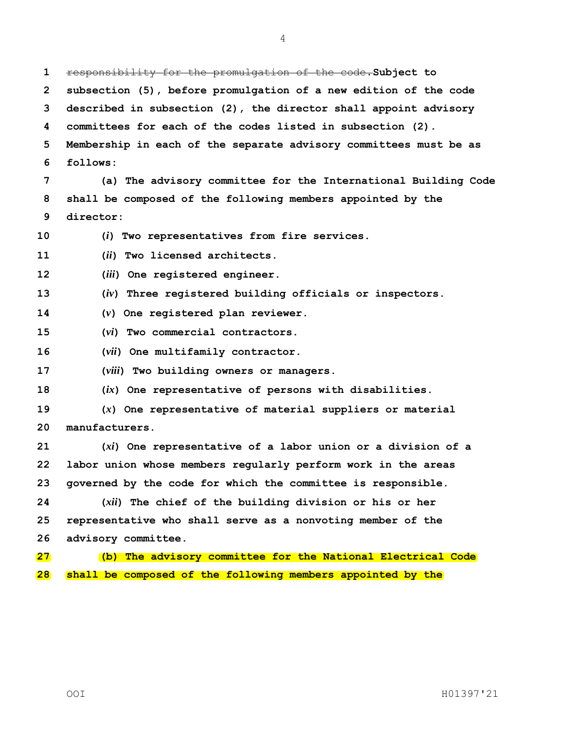~~responsibility for the promulgation of the code.~~ **Subject to subsection (5), before promulgation of a new edition of the code described in subsection (2), the director shall appoint advisory committees for each of the codes listed in subsection (2). Membership in each of the separate advisory committees must be as follows:**

**(a) The advisory committee for the International Building Code shall be composed of the following members appointed by the director:**

**(*i*) Two representatives from fire services.**

**(*ii*) Two licensed architects.**

**(*iii*) One registered engineer.**

**(*iv*) Three registered building officials or inspectors.**

**(*v*) One registered plan reviewer.**

**(*vi*) Two commercial contractors.**

**(*vii*) One multifamily contractor.**

**(*viii*) Two building owners or managers.**

**(*ix*) One representative of persons with disabilities.**

**(*x*) One representative of material suppliers or material manufacturers.**

**(*xi*) One representative of a labor union or a division of a labor union whose members regularly perform work in the areas governed by the code for which the committee is responsible.**

**(*xii*) The chief of the building division or his or her representative who shall serve as a nonvoting member of the advisory committee.**

**(b) The advisory committee for the National Electrical Code shall be composed of the following members appointed by the**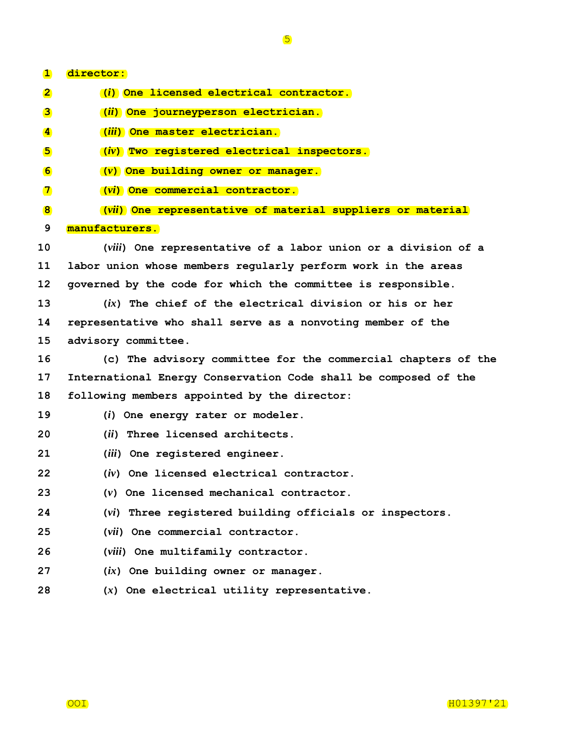director:

(*i*) One licensed electrical contractor.

(*ii*) One journeyperson electrician.

(*iii*) One master electrician.

(*iv*) Two registered electrical inspectors.

(*v*) One building owner or manager.

(*vi*) One commercial contractor.

(*vii*) One representative of material suppliers or material manufacturers.

(*viii*) One representative of a labor union or a division of a labor union whose members regularly perform work in the areas governed by the code for which the committee is responsible.

(*ix*) The chief of the electrical division or his or her representative who shall serve as a nonvoting member of the advisory committee.

(c) The advisory committee for the commercial chapters of the International Energy Conservation Code shall be composed of the following members appointed by the director:

(*i*) One energy rater or modeler.

(*ii*) Three licensed architects.

(*iii*) One registered engineer.

(*iv*) One licensed electrical contractor.

(*v*) One licensed mechanical contractor.

(*vi*) Three registered building officials or inspectors.

(*vii*) One commercial contractor.

(*viii*) One multifamily contractor.

(*ix*) One building owner or manager.

(*x*) One electrical utility representative.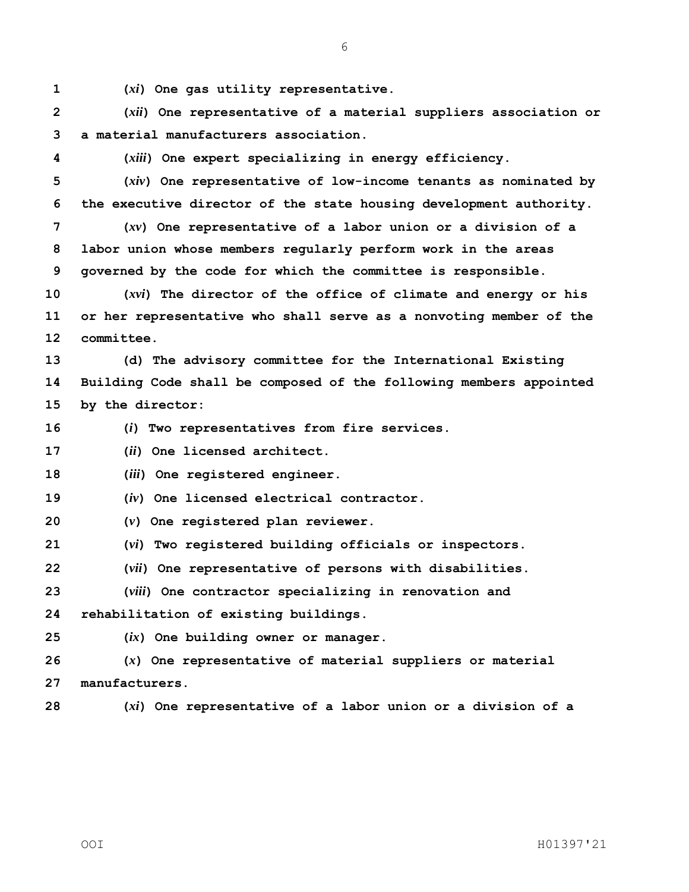(*xi*) One gas utility representative.

(*xii*) One representative of a material suppliers association or a material manufacturers association.

(*xiii*) One expert specializing in energy efficiency.

(*xiv*) One representative of low-income tenants as nominated by the executive director of the state housing development authority.

(*xv*) One representative of a labor union or a division of a labor union whose members regularly perform work in the areas governed by the code for which the committee is responsible.

(*xvi*) The director of the office of climate and energy or his or her representative who shall serve as a nonvoting member of the committee.

(d) The advisory committee for the International Existing Building Code shall be composed of the following members appointed by the director:

(*i*) Two representatives from fire services.

(*ii*) One licensed architect.

(*iii*) One registered engineer.

(*iv*) One licensed electrical contractor.

(*v*) One registered plan reviewer.

(*vi*) Two registered building officials or inspectors.

(*vii*) One representative of persons with disabilities.

(*viii*) One contractor specializing in renovation and rehabilitation of existing buildings.

(*ix*) One building owner or manager.

(*x*) One representative of material suppliers or material manufacturers.

(*xi*) One representative of a labor union or a division of a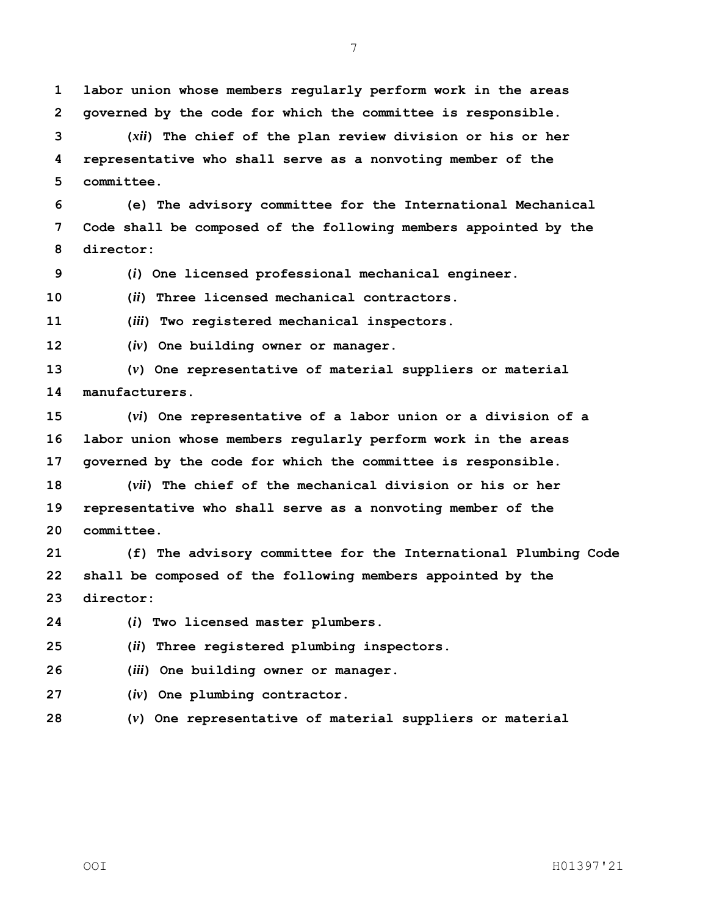**labor union whose members regularly perform work in the areas governed by the code for which the committee is responsible.**

**(*xii*) The chief of the plan review division or his or her representative who shall serve as a nonvoting member of the committee.**

**(e) The advisory committee for the International Mechanical Code shall be composed of the following members appointed by the director:**

**(*i*) One licensed professional mechanical engineer.**

**(*ii*) Three licensed mechanical contractors.**

**(*iii*) Two registered mechanical inspectors.**

**(*iv*) One building owner or manager.**

**(*v*) One representative of material suppliers or material manufacturers.**

**(*vi*) One representative of a labor union or a division of a labor union whose members regularly perform work in the areas governed by the code for which the committee is responsible.**

**(*vii*) The chief of the mechanical division or his or her representative who shall serve as a nonvoting member of the committee.**

**(f) The advisory committee for the International Plumbing Code shall be composed of the following members appointed by the director:**

**(*i*) Two licensed master plumbers.**

**(*ii*) Three registered plumbing inspectors.**

**(*iii*) One building owner or manager.**

**(*iv*) One plumbing contractor.**

**(*v*) One representative of material suppliers or material**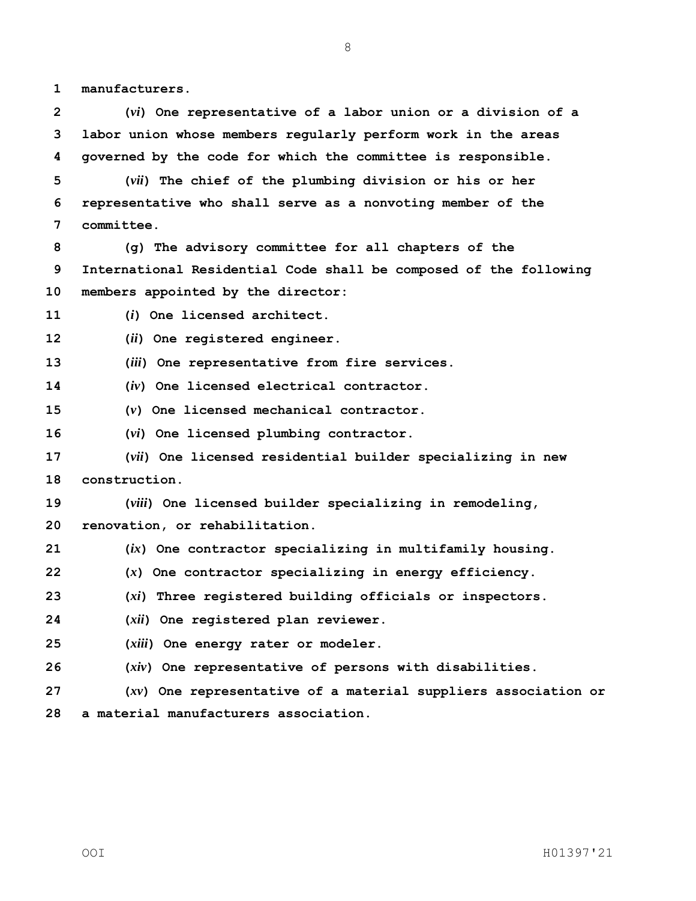**manufacturers.**

**(*vi*) One representative of a labor union or a division of a labor union whose members regularly perform work in the areas governed by the code for which the committee is responsible.**

**(*vii*) The chief of the plumbing division or his or her representative who shall serve as a nonvoting member of the committee.**

**(g) The advisory committee for all chapters of the International Residential Code shall be composed of the following members appointed by the director:**

**(*i*) One licensed architect.**

**(*ii*) One registered engineer.**

**(*iii*) One representative from fire services.**

**(*iv*) One licensed electrical contractor.**

**(*v*) One licensed mechanical contractor.**

**(*vi*) One licensed plumbing contractor.**

**(*vii*) One licensed residential builder specializing in new construction.**

**(*viii*) One licensed builder specializing in remodeling, renovation, or rehabilitation.**

**(*ix*) One contractor specializing in multifamily housing.**

**(*x*) One contractor specializing in energy efficiency.**

**(*xi*) Three registered building officials or inspectors.**

**(*xii*) One registered plan reviewer.**

**(*xiii*) One energy rater or modeler.**

**(*xiv*) One representative of persons with disabilities.**

**(*xv*) One representative of a material suppliers association or a material manufacturers association.**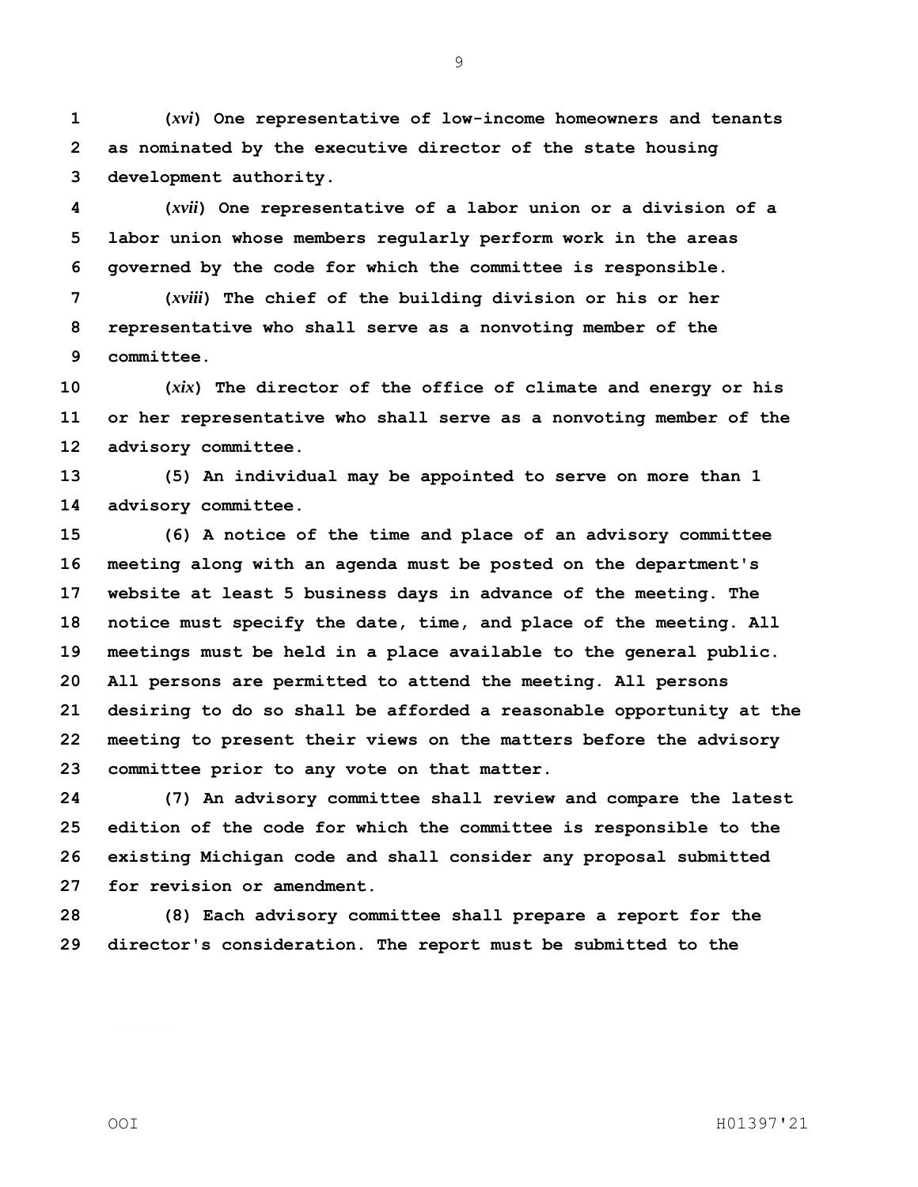**(*xvi*) One representative of low-income homeowners and tenants as nominated by the executive director of the state housing development authority.**

**(*xvii*) One representative of a labor union or a division of a labor union whose members regularly perform work in the areas governed by the code for which the committee is responsible.**

**(*xviii*) The chief of the building division or his or her representative who shall serve as a nonvoting member of the committee.**

**(*xix*) The director of the office of climate and energy or his or her representative who shall serve as a nonvoting member of the advisory committee.**

**(5) An individual may be appointed to serve on more than 1 advisory committee.**

**(6) A notice of the time and place of an advisory committee meeting along with an agenda must be posted on the department's website at least 5 business days in advance of the meeting. The notice must specify the date, time, and place of the meeting. All meetings must be held in a place available to the general public. All persons are permitted to attend the meeting. All persons desiring to do so shall be afforded a reasonable opportunity at the meeting to present their views on the matters before the advisory committee prior to any vote on that matter.**

**(7) An advisory committee shall review and compare the latest edition of the code for which the committee is responsible to the existing Michigan code and shall consider any proposal submitted for revision or amendment.**

**(8) Each advisory committee shall prepare a report for the director's consideration. The report must be submitted to the**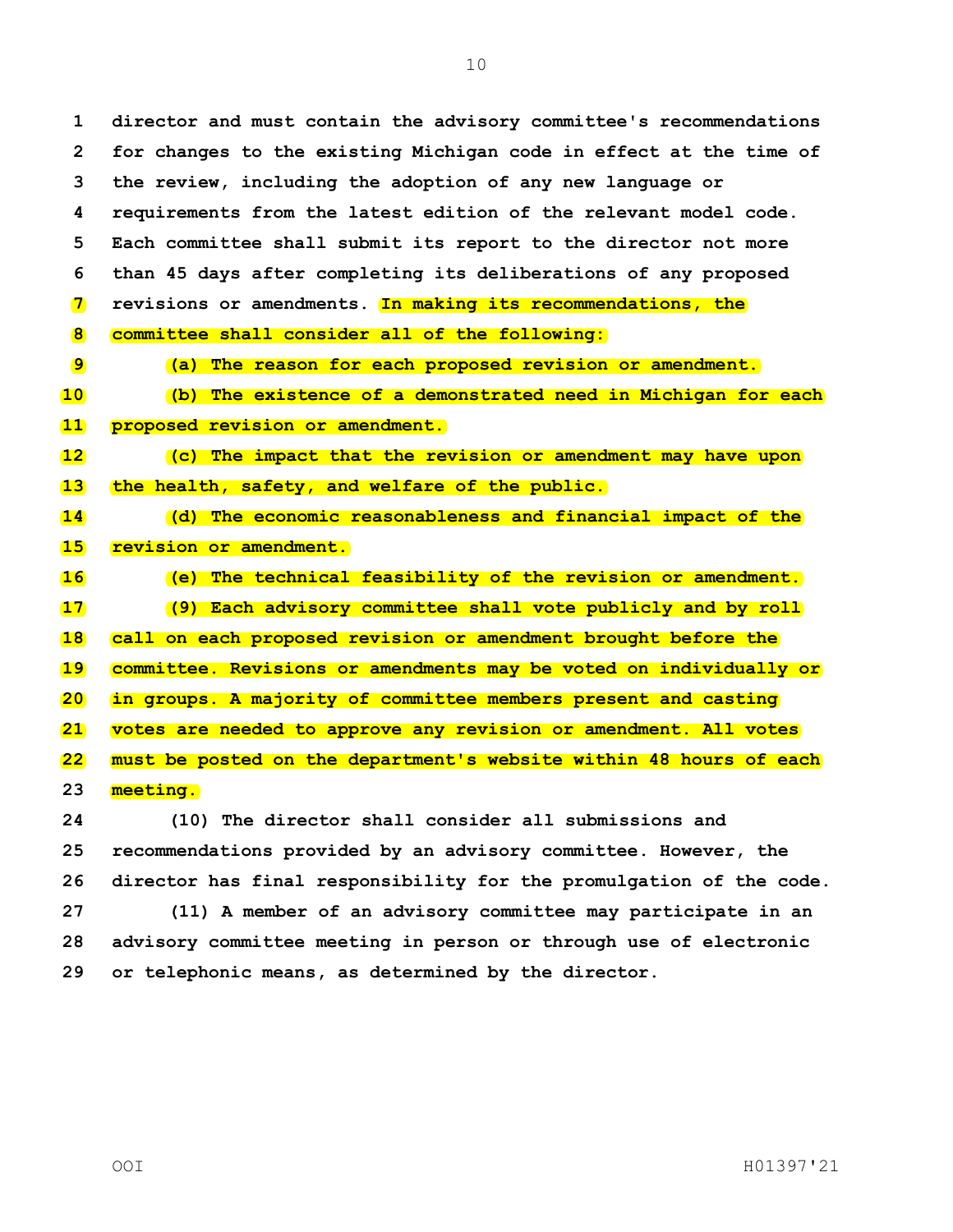director and must contain the advisory committee's recommendations for changes to the existing Michigan code in effect at the time of the review, including the adoption of any new language or requirements from the latest edition of the relevant model code. Each committee shall submit its report to the director not more than 45 days after completing its deliberations of any proposed revisions or amendments. In making its recommendations, the committee shall consider all of the following:

(a) The reason for each proposed revision or amendment.

(b) The existence of a demonstrated need in Michigan for each proposed revision or amendment.

(c) The impact that the revision or amendment may have upon the health, safety, and welfare of the public.

(d) The economic reasonableness and financial impact of the revision or amendment.

(e) The technical feasibility of the revision or amendment.

(9) Each advisory committee shall vote publicly and by roll call on each proposed revision or amendment brought before the committee. Revisions or amendments may be voted on individually or in groups. A majority of committee members present and casting votes are needed to approve any revision or amendment. All votes must be posted on the department's website within 48 hours of each meeting.

(10) The director shall consider all submissions and recommendations provided by an advisory committee. However, the director has final responsibility for the promulgation of the code.

(11) A member of an advisory committee may participate in an advisory committee meeting in person or through use of electronic or telephonic means, as determined by the director.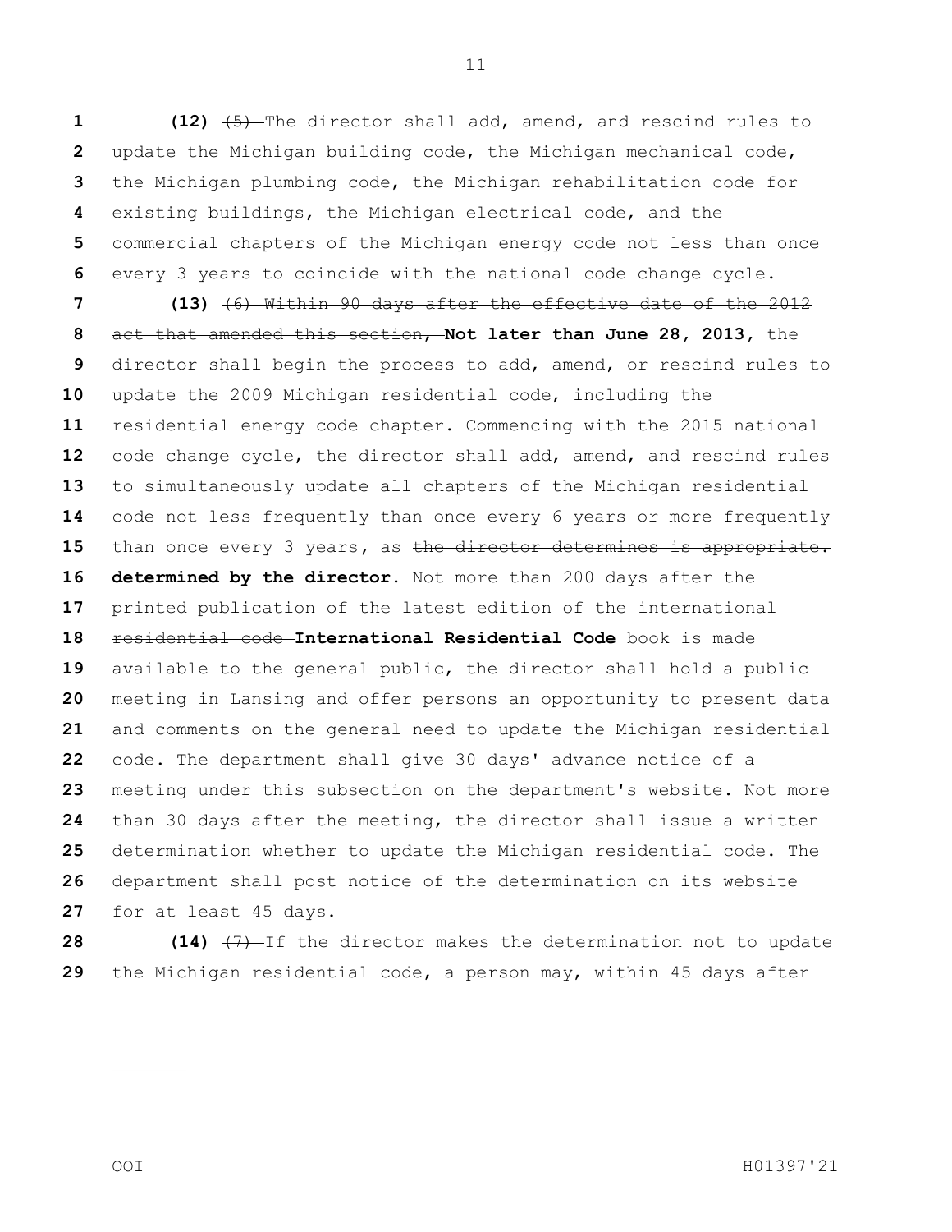**(12)** ~~(5)~~ The director shall add, amend, and rescind rules to update the Michigan building code, the Michigan mechanical code, the Michigan plumbing code, the Michigan rehabilitation code for existing buildings, the Michigan electrical code, and the commercial chapters of the Michigan energy code not less than once every 3 years to coincide with the national code change cycle.

**(13)** ~~(6) Within 90 days after the effective date of the 2012 act that amended this section,~~ **Not later than June 28, 2013,** the director shall begin the process to add, amend, or rescind rules to update the 2009 Michigan residential code, including the residential energy code chapter. Commencing with the 2015 national code change cycle, the director shall add, amend, and rescind rules to simultaneously update all chapters of the Michigan residential code not less frequently than once every 6 years or more frequently than once every 3 years, as ~~the director determines is appropriate.~~ **determined by the director.** Not more than 200 days after the printed publication of the latest edition of the ~~international residential code~~ **International Residential Code** book is made available to the general public, the director shall hold a public meeting in Lansing and offer persons an opportunity to present data and comments on the general need to update the Michigan residential code. The department shall give 30 days' advance notice of a meeting under this subsection on the department's website. Not more than 30 days after the meeting, the director shall issue a written determination whether to update the Michigan residential code. The department shall post notice of the determination on its website for at least 45 days.

**(14)** ~~(7)~~ If the director makes the determination not to update the Michigan residential code, a person may, within 45 days after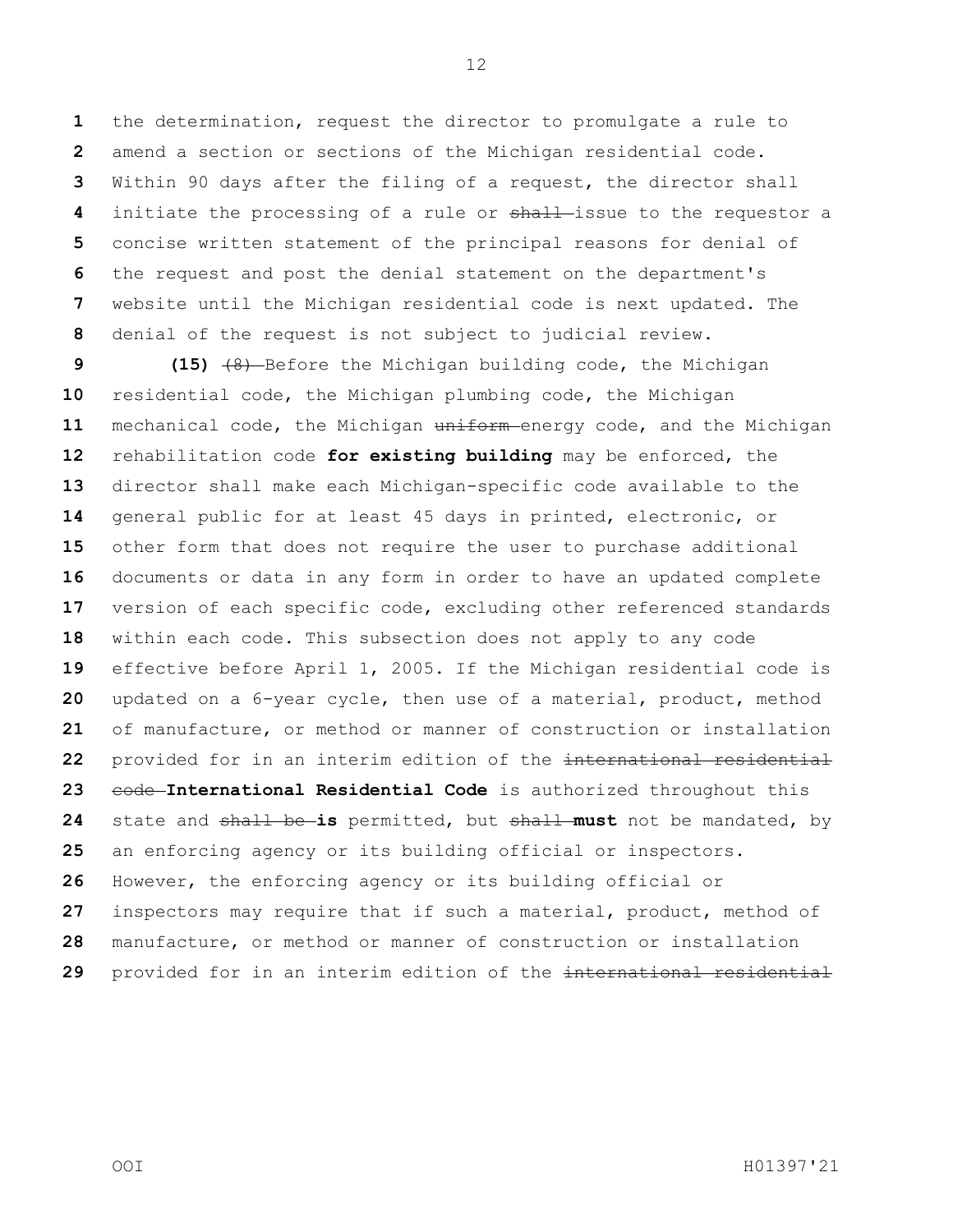the determination, request the director to promulgate a rule to amend a section or sections of the Michigan residential code. Within 90 days after the filing of a request, the director shall initiate the processing of a rule or ~~shall~~ issue to the requestor a concise written statement of the principal reasons for denial of the request and post the denial statement on the department's website until the Michigan residential code is next updated. The denial of the request is not subject to judicial review.

**(15)** ~~(8)~~ Before the Michigan building code, the Michigan residential code, the Michigan plumbing code, the Michigan mechanical code, the Michigan ~~uniform~~ energy code, and the Michigan rehabilitation code **for existing building** may be enforced, the director shall make each Michigan-specific code available to the general public for at least 45 days in printed, electronic, or other form that does not require the user to purchase additional documents or data in any form in order to have an updated complete version of each specific code, excluding other referenced standards within each code. This subsection does not apply to any code effective before April 1, 2005. If the Michigan residential code is updated on a 6-year cycle, then use of a material, product, method of manufacture, or method or manner of construction or installation provided for in an interim edition of the ~~international residential code~~ **International Residential Code** is authorized throughout this state and ~~shall be~~ **is** permitted, but ~~shall~~ **must** not be mandated, by an enforcing agency or its building official or inspectors. However, the enforcing agency or its building official or inspectors may require that if such a material, product, method of manufacture, or method or manner of construction or installation provided for in an interim edition of the ~~international residential~~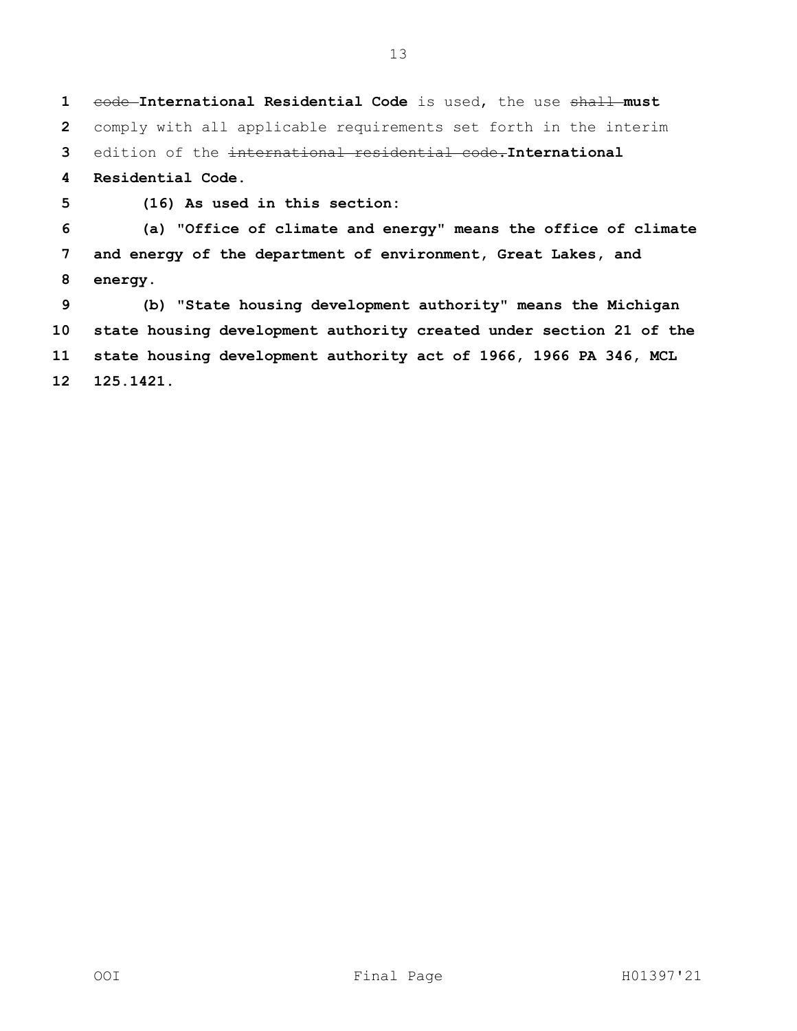~~code~~ **International Residential Code** is used, the use ~~shall~~ **must** comply with all applicable requirements set forth in the interim edition of the ~~international residential code.~~**International Residential Code.**

**(16) As used in this section:**

**(a) "Office of climate and energy" means the office of climate and energy of the department of environment, Great Lakes, and energy.**

**(b) "State housing development authority" means the Michigan state housing development authority created under section 21 of the state housing development authority act of 1966, 1966 PA 346, MCL 125.1421.**

OOI Final Page H01397'21